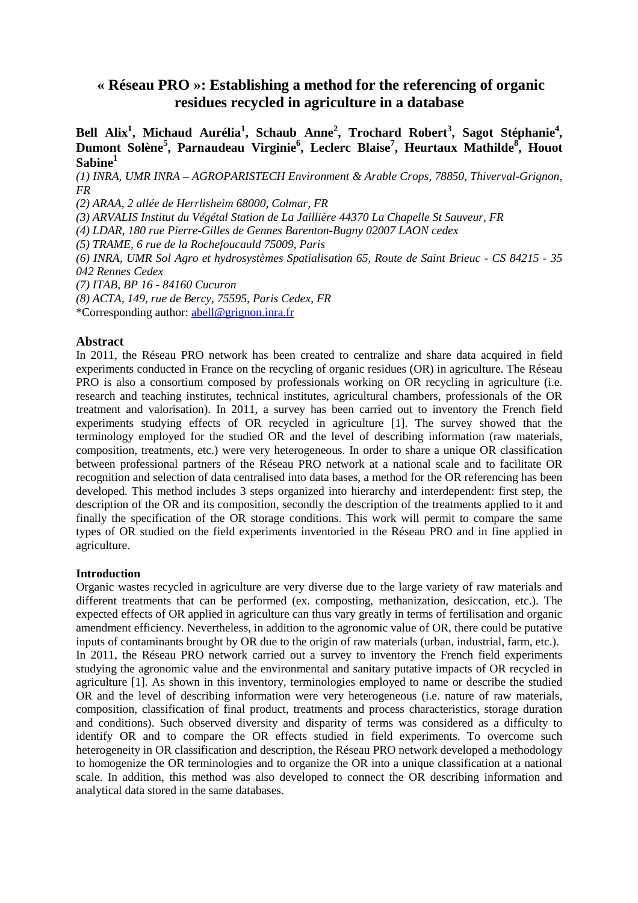# « Réseau PRO »: Establishing a method for the referencing of organic residues recycled in agriculture in a database

**Bell Alix[1], Michaud Aurélia[1], Schaub Anne[2], Trochard Robert[3], Sagot Stéphanie[4], Dumont Solène[5], Parnaudeau Virginie[6], Leclerc Blaise[7], Heurtaux Mathilde[8], Houot Sabine[1]**

*(1) INRA, UMR INRA – AGROPARISTECH Environment & Arable Crops, 78850, Thiverval-Grignon, FR*

*(2) ARAA, 2 allée de Herrlisheim 68000, Colmar, FR*

*(3) ARVALIS Institut du Végétal Station de La Jaillière 44370 La Chapelle St Sauveur, FR*

*(4) LDAR, 180 rue Pierre-Gilles de Gennes Barenton-Bugny 02007 LAON cedex*

*(5) TRAME, 6 rue de la Rochefoucauld 75009, Paris*

*(6) INRA, UMR Sol Agro et hydrosystèmes Spatialisation 65, Route de Saint Brieuc - CS 84215 - 35 042 Rennes Cedex*

*(7) ITAB, BP 16 - 84160 Cucuron*

*(8) ACTA, 149, rue de Bercy, 75595, Paris Cedex, FR*

*Corresponding author: abell@grignon.inra.fr

## Abstract

In 2011, the Réseau PRO network has been created to centralize and share data acquired in field experiments conducted in France on the recycling of organic residues (OR) in agriculture. The Réseau PRO is also a consortium composed by professionals working on OR recycling in agriculture (i.e. research and teaching institutes, technical institutes, agricultural chambers, professionals of the OR treatment and valorisation). In 2011, a survey has been carried out to inventory the French field experiments studying effects of OR recycled in agriculture [1]. The survey showed that the terminology employed for the studied OR and the level of describing information (raw materials, composition, treatments, etc.) were very heterogeneous. In order to share a unique OR classification between professional partners of the Réseau PRO network at a national scale and to facilitate OR recognition and selection of data centralised into data bases, a method for the OR referencing has been developed. This method includes 3 steps organized into hierarchy and interdependent: first step, the description of the OR and its composition, secondly the description of the treatments applied to it and finally the specification of the OR storage conditions. This work will permit to compare the same types of OR studied on the field experiments inventoried in the Réseau PRO and in fine applied in agriculture.

### Introduction

Organic wastes recycled in agriculture are very diverse due to the large variety of raw materials and different treatments that can be performed (ex. composting, methanization, desiccation, etc.). The expected effects of OR applied in agriculture can thus vary greatly in terms of fertilisation and organic amendment efficiency. Nevertheless, in addition to the agronomic value of OR, there could be putative inputs of contaminants brought by OR due to the origin of raw materials (urban, industrial, farm, etc.).

In 2011, the Réseau PRO network carried out a survey to inventory the French field experiments studying the agronomic value and the environmental and sanitary putative impacts of OR recycled in agriculture [1]. As shown in this inventory, terminologies employed to name or describe the studied OR and the level of describing information were very heterogeneous (i.e. nature of raw materials, composition, classification of final product, treatments and process characteristics, storage duration and conditions). Such observed diversity and disparity of terms was considered as a difficulty to identify OR and to compare the OR effects studied in field experiments. To overcome such heterogeneity in OR classification and description, the Réseau PRO network developed a methodology to homogenize the OR terminologies and to organize the OR into a unique classification at a national scale. In addition, this method was also developed to connect the OR describing information and analytical data stored in the same databases.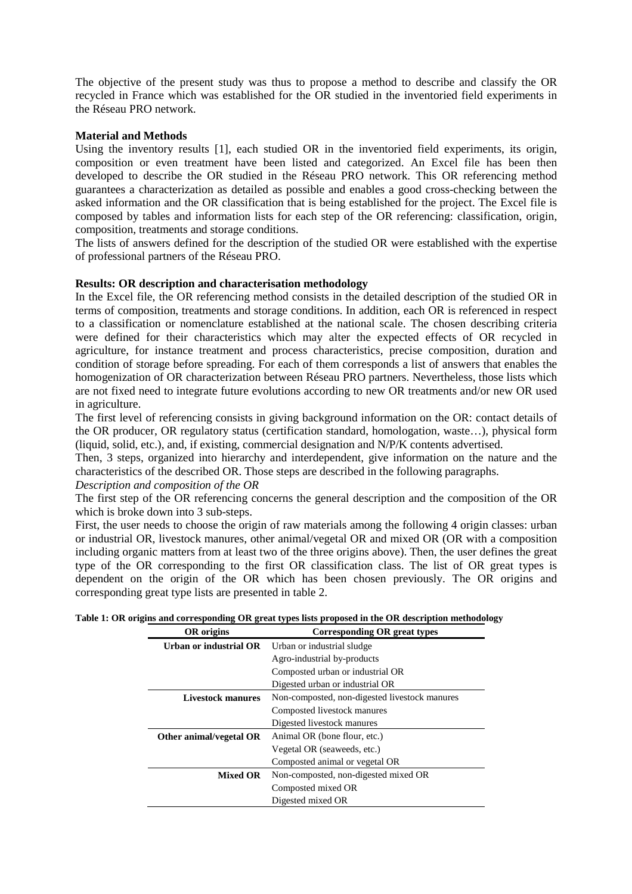The objective of the present study was thus to propose a method to describe and classify the OR recycled in France which was established for the OR studied in the inventoried field experiments in the Réseau PRO network.

**Material and Methods**

Using the inventory results [1], each studied OR in the inventoried field experiments, its origin, composition or even treatment have been listed and categorized. An Excel file has been then developed to describe the OR studied in the Réseau PRO network. This OR referencing method guarantees a characterization as detailed as possible and enables a good cross-checking between the asked information and the OR classification that is being established for the project. The Excel file is composed by tables and information lists for each step of the OR referencing: classification, origin, composition, treatments and storage conditions.

The lists of answers defined for the description of the studied OR were established with the expertise of professional partners of the Réseau PRO.

**Results: OR description and characterisation methodology**

In the Excel file, the OR referencing method consists in the detailed description of the studied OR in terms of composition, treatments and storage conditions. In addition, each OR is referenced in respect to a classification or nomenclature established at the national scale. The chosen describing criteria were defined for their characteristics which may alter the expected effects of OR recycled in agriculture, for instance treatment and process characteristics, precise composition, duration and condition of storage before spreading. For each of them corresponds a list of answers that enables the homogenization of OR characterization between Réseau PRO partners. Nevertheless, those lists which are not fixed need to integrate future evolutions according to new OR treatments and/or new OR used in agriculture.

The first level of referencing consists in giving background information on the OR: contact details of the OR producer, OR regulatory status (certification standard, homologation, waste…), physical form (liquid, solid, etc.), and, if existing, commercial designation and N/P/K contents advertised.

Then, 3 steps, organized into hierarchy and interdependent, give information on the nature and the characteristics of the described OR. Those steps are described in the following paragraphs.

*Description and composition of the OR*

The first step of the OR referencing concerns the general description and the composition of the OR which is broke down into 3 sub-steps.

First, the user needs to choose the origin of raw materials among the following 4 origin classes: urban or industrial OR, livestock manures, other animal/vegetal OR and mixed OR (OR with a composition including organic matters from at least two of the three origins above). Then, the user defines the great type of the OR corresponding to the first OR classification class. The list of OR great types is dependent on the origin of the OR which has been chosen previously. The OR origins and corresponding great type lists are presented in table 2.

**Table 1: OR origins and corresponding OR great types lists proposed in the OR description methodology**

| OR origins | Corresponding OR great types |
|---|---|
| **Urban or industrial OR** | Urban or industrial sludge |
| | Agro-industrial by-products |
| | Composted urban or industrial OR |
| | Digested urban or industrial OR |
| **Livestock manures** | Non-composted, non-digested livestock manures |
| | Composted livestock manures |
| | Digested livestock manures |
| **Other animal/vegetal OR** | Animal OR (bone flour, etc.) |
| | Vegetal OR (seaweeds, etc.) |
| | Composted animal or vegetal OR |
| **Mixed OR** | Non-composted, non-digested mixed OR |
| | Composted mixed OR |
| | Digested mixed OR |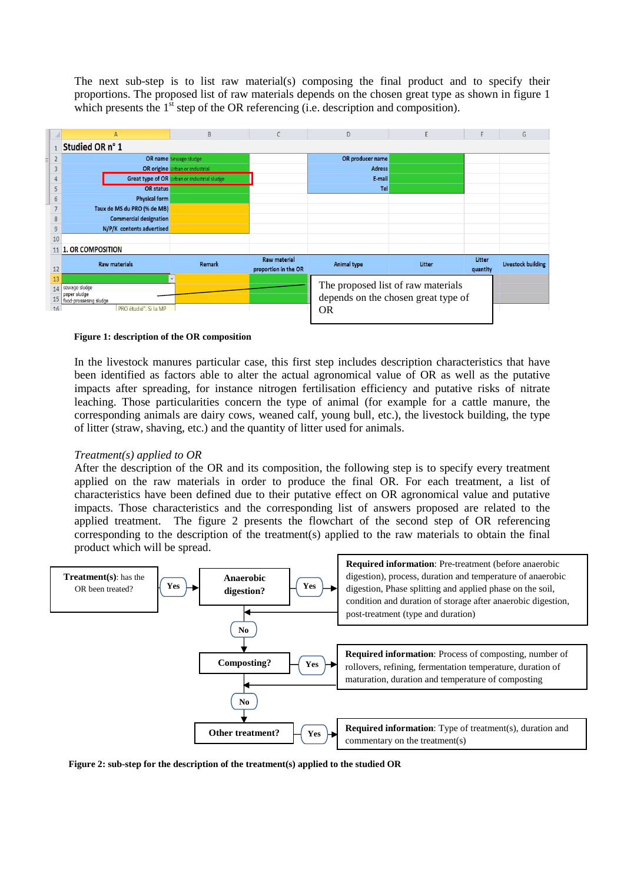The next sub-step is to list raw material(s) composing the final product and to specify their proportions. The proposed list of raw materials depends on the chosen great type as shown in figure 1 which presents the 1st step of the OR referencing (i.e. description and composition).

| | A | B | C | D | E | F | G |
|---|---|---|---|---|---|---|---|
| 1 | Studied OR n° 1 | | | | | | |
| 2 | OR name | Sewage sludge | | OR producer name | | | |
| 3 | OR origine | Urban or industrial | | Adress | | | |
| 4 | Great type of OR | Urban or industrial sludge | | E-mail | | | |
| 5 | OR status | | | Tel | | | |
| 6 | Physical form | | | | | | |
| 7 | Taux de MS du PRO (% de MB) | | | | | | |
| 8 | Commercial designation | | | | | | |
| 9 | N/P/K contents advertised | | | | | | |
| 10 | | | | | | | |
| 11 | 1. OR COMPOSITION | | | | | | |
| 12 | Raw materials | Remark | Raw material proportion in the OR | Animal type | Litter | Litter quantity | Livestock building |
| 13 | | | | | | | |
| 14 | sewage sludge | | | | | | |
| 15 | peper sludge | | | | | | |
| 16 | food-prossesing sludge | | | | | | |

The proposed list of raw materials depends on the chosen great type of OR

**Figure 1: description of the OR composition**

In the livestock manures particular case, this first step includes description characteristics that have been identified as factors able to alter the actual agronomical value of OR as well as the putative impacts after spreading, for instance nitrogen fertilisation efficiency and putative risks of nitrate leaching. Those particularities concern the type of animal (for example for a cattle manure, the corresponding animals are dairy cows, weaned calf, young bull, etc.), the livestock building, the type of litter (straw, shaving, etc.) and the quantity of litter used for animals.

*Treatment(s) applied to OR*

After the description of the OR and its composition, the following step is to specify every treatment applied on the raw materials in order to produce the final OR. For each treatment, a list of characteristics have been defined due to their putative effect on OR agronomical value and putative impacts. Those characteristics and the corresponding list of answers proposed are related to the applied treatment. The figure 2 presents the flowchart of the second step of OR referencing corresponding to the description of the treatment(s) applied to the raw materials to obtain the final product which will be spread.

**Treatment(s)**: has the OR been treated? → Yes → **Anaerobic digestion?**

- Yes → **Required information**: Pre-treatment (before anaerobic digestion), process, duration and temperature of anaerobic digestion, Phase splitting and applied phase on the soil, condition and duration of storage after anaerobic digestion, post-treatment (type and duration)
- No → **Composting?**
  - Yes → **Required information**: Process of composting, number of rollovers, refining, fermentation temperature, duration of maturation, duration and temperature of composting
  - No → **Other treatment?**
    - Yes → **Required information**: Type of treatment(s), duration and commentary on the treatment(s)

**Figure 2: sub-step for the description of the treatment(s) applied to the studied OR**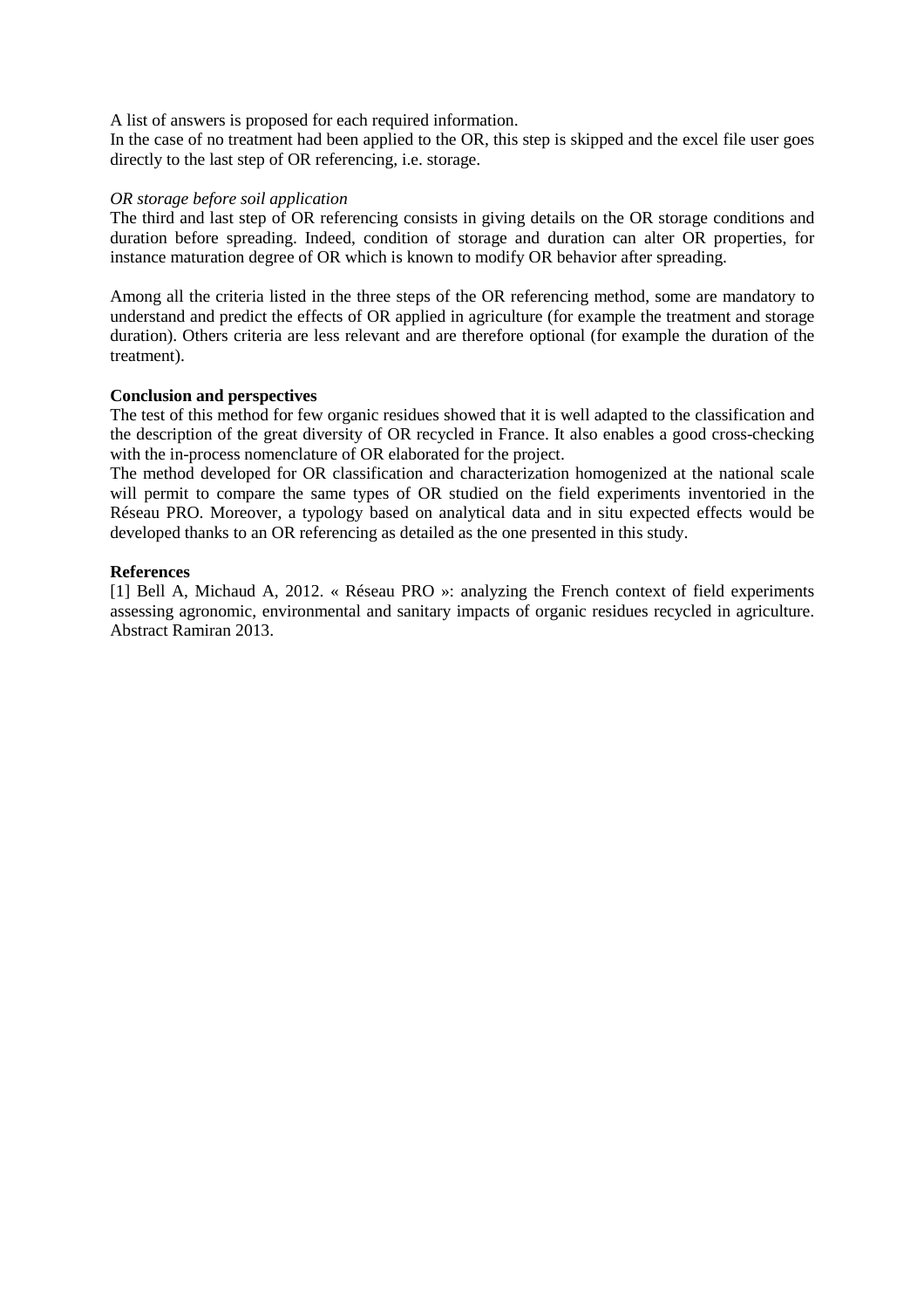A list of answers is proposed for each required information.
In the case of no treatment had been applied to the OR, this step is skipped and the excel file user goes directly to the last step of OR referencing, i.e. storage.

*OR storage before soil application*
The third and last step of OR referencing consists in giving details on the OR storage conditions and duration before spreading. Indeed, condition of storage and duration can alter OR properties, for instance maturation degree of OR which is known to modify OR behavior after spreading.

Among all the criteria listed in the three steps of the OR referencing method, some are mandatory to understand and predict the effects of OR applied in agriculture (for example the treatment and storage duration). Others criteria are less relevant and are therefore optional (for example the duration of the treatment).

**Conclusion and perspectives**
The test of this method for few organic residues showed that it is well adapted to the classification and the description of the great diversity of OR recycled in France. It also enables a good cross-checking with the in-process nomenclature of OR elaborated for the project.
The method developed for OR classification and characterization homogenized at the national scale will permit to compare the same types of OR studied on the field experiments inventoried in the Réseau PRO. Moreover, a typology based on analytical data and in situ expected effects would be developed thanks to an OR referencing as detailed as the one presented in this study.

**References**
[1] Bell A, Michaud A, 2012. « Réseau PRO »: analyzing the French context of field experiments assessing agronomic, environmental and sanitary impacts of organic residues recycled in agriculture. Abstract Ramiran 2013.